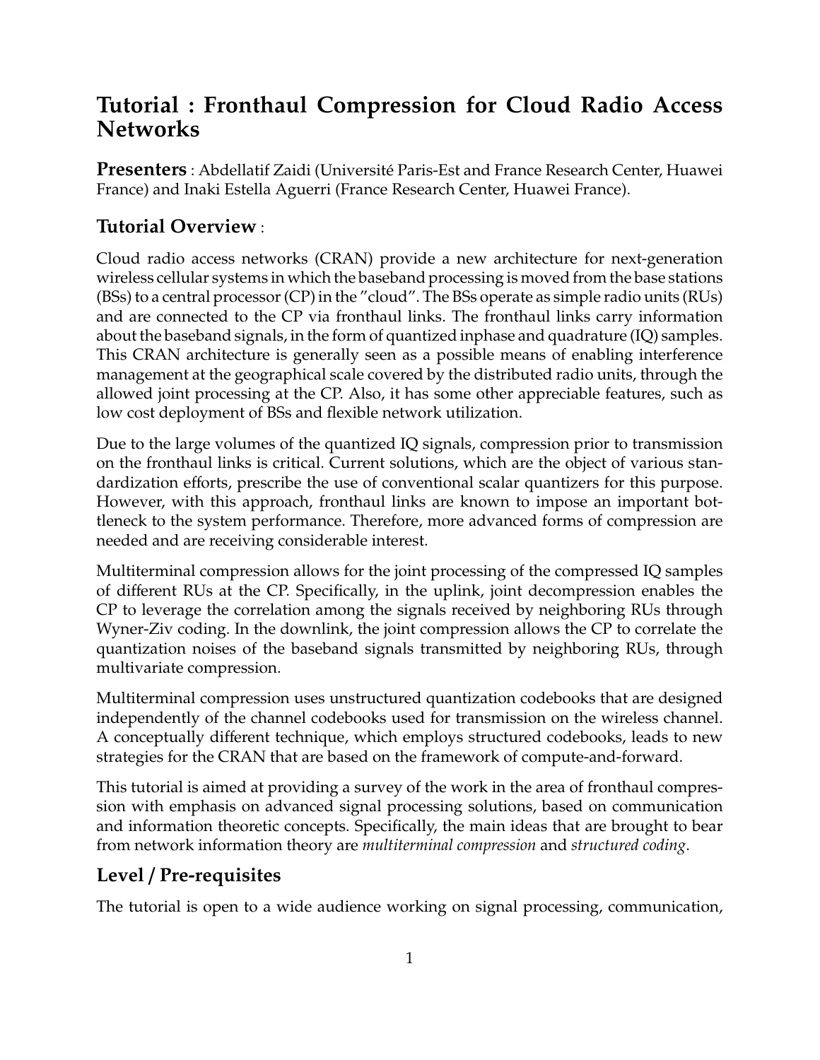# Tutorial : Fronthaul Compression for Cloud Radio Access Networks

**Presenters** : Abdellatif Zaidi (Université Paris-Est and France Research Center, Huawei France) and Inaki Estella Aguerri (France Research Center, Huawei France).

## Tutorial Overview :

Cloud radio access networks (CRAN) provide a new architecture for next-generation wireless cellular systems in which the baseband processing is moved from the base stations (BSs) to a central processor (CP) in the "cloud". The BSs operate as simple radio units (RUs) and are connected to the CP via fronthaul links. The fronthaul links carry information about the baseband signals, in the form of quantized inphase and quadrature (IQ) samples. This CRAN architecture is generally seen as a possible means of enabling interference management at the geographical scale covered by the distributed radio units, through the allowed joint processing at the CP. Also, it has some other appreciable features, such as low cost deployment of BSs and flexible network utilization.

Due to the large volumes of the quantized IQ signals, compression prior to transmission on the fronthaul links is critical. Current solutions, which are the object of various standardization efforts, prescribe the use of conventional scalar quantizers for this purpose. However, with this approach, fronthaul links are known to impose an important bottleneck to the system performance. Therefore, more advanced forms of compression are needed and are receiving considerable interest.

Multiterminal compression allows for the joint processing of the compressed IQ samples of different RUs at the CP. Specifically, in the uplink, joint decompression enables the CP to leverage the correlation among the signals received by neighboring RUs through Wyner-Ziv coding. In the downlink, the joint compression allows the CP to correlate the quantization noises of the baseband signals transmitted by neighboring RUs, through multivariate compression.

Multiterminal compression uses unstructured quantization codebooks that are designed independently of the channel codebooks used for transmission on the wireless channel. A conceptually different technique, which employs structured codebooks, leads to new strategies for the CRAN that are based on the framework of compute-and-forward.

This tutorial is aimed at providing a survey of the work in the area of fronthaul compression with emphasis on advanced signal processing solutions, based on communication and information theoretic concepts. Specifically, the main ideas that are brought to bear from network information theory are *multiterminal compression* and *structured coding*.

## Level / Pre-requisites

The tutorial is open to a wide audience working on signal processing, communication,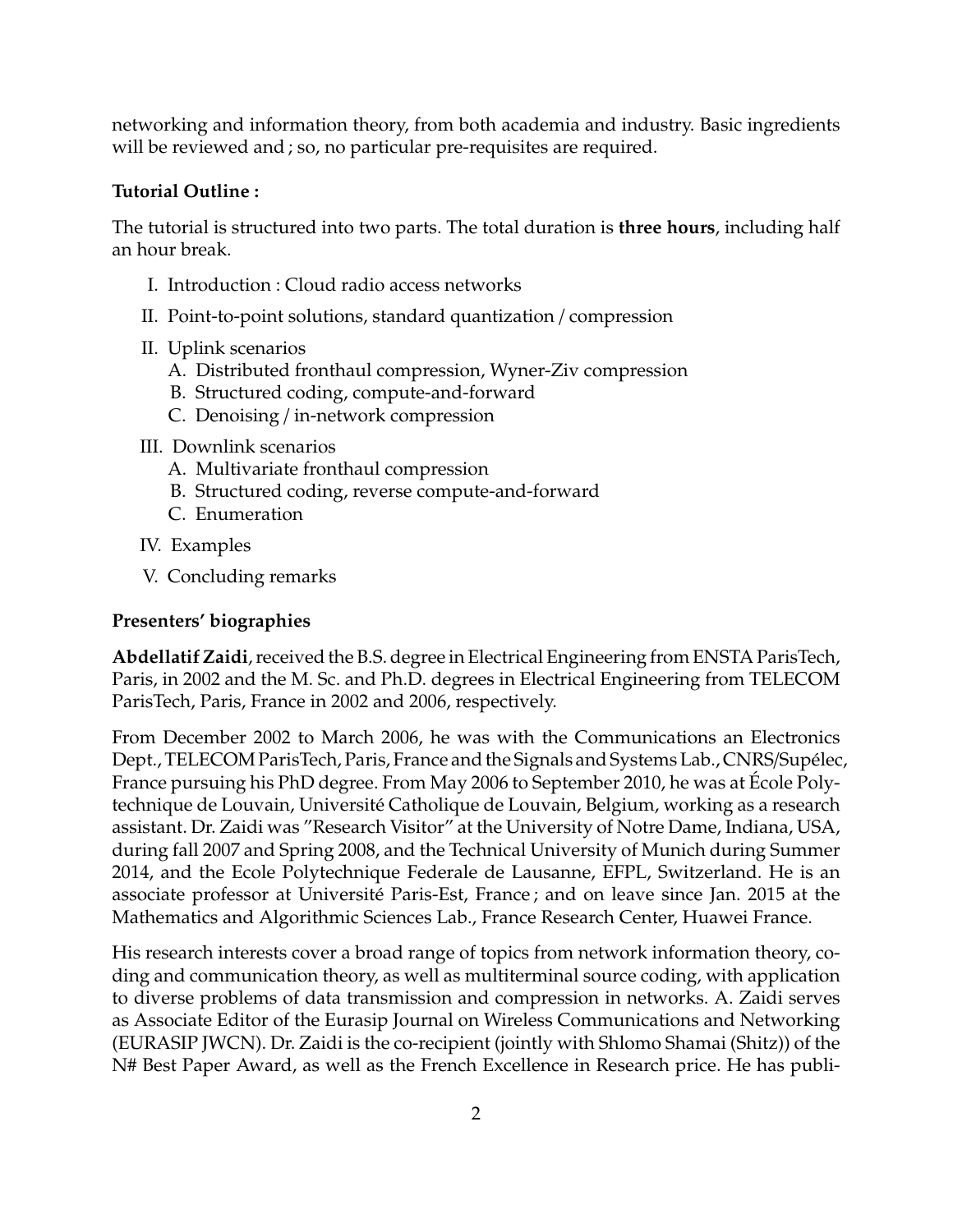networking and information theory, from both academia and industry. Basic ingredients will be reviewed and ; so, no particular pre-requisites are required.

**Tutorial Outline :**

The tutorial is structured into two parts. The total duration is **three hours**, including half an hour break.

I. Introduction : Cloud radio access networks

II. Point-to-point solutions, standard quantization / compression

II. Uplink scenarios
   - A. Distributed fronthaul compression, Wyner-Ziv compression
   - B. Structured coding, compute-and-forward
   - C. Denoising / in-network compression

III. Downlink scenarios
   - A. Multivariate fronthaul compression
   - B. Structured coding, reverse compute-and-forward
   - C. Enumeration

IV. Examples

V. Concluding remarks

**Presenters' biographies**

**Abdellatif Zaidi**, received the B.S. degree in Electrical Engineering from ENSTA ParisTech, Paris, in 2002 and the M. Sc. and Ph.D. degrees in Electrical Engineering from TELECOM ParisTech, Paris, France in 2002 and 2006, respectively.

From December 2002 to March 2006, he was with the Communications an Electronics Dept., TELECOM ParisTech, Paris, France and the Signals and Systems Lab., CNRS/Supélec, France pursuing his PhD degree. From May 2006 to September 2010, he was at École Polytechnique de Louvain, Université Catholique de Louvain, Belgium, working as a research assistant. Dr. Zaidi was "Research Visitor" at the University of Notre Dame, Indiana, USA, during fall 2007 and Spring 2008, and the Technical University of Munich during Summer 2014, and the Ecole Polytechnique Federale de Lausanne, EFPL, Switzerland. He is an associate professor at Université Paris-Est, France ; and on leave since Jan. 2015 at the Mathematics and Algorithmic Sciences Lab., France Research Center, Huawei France.

His research interests cover a broad range of topics from network information theory, coding and communication theory, as well as multiterminal source coding, with application to diverse problems of data transmission and compression in networks. A. Zaidi serves as Associate Editor of the Eurasip Journal on Wireless Communications and Networking (EURASIP JWCN). Dr. Zaidi is the co-recipient (jointly with Shlomo Shamai (Shitz)) of the N# Best Paper Award, as well as the French Excellence in Research price. He has publi-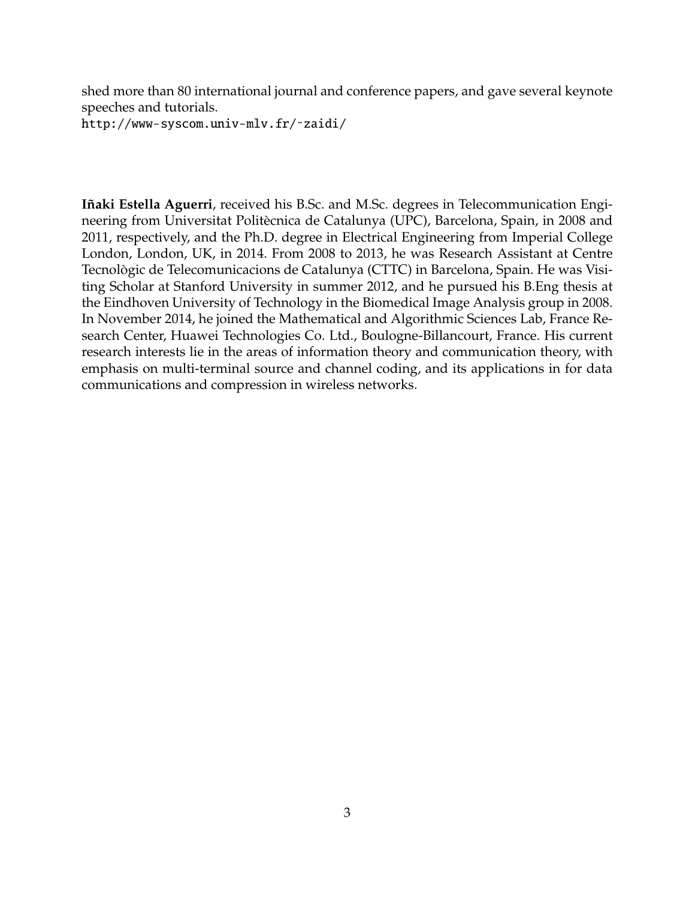shed more than 80 international journal and conference papers, and gave several keynote speeches and tutorials.
http://www-syscom.univ-mlv.fr/~zaidi/

**Iñaki Estella Aguerri**, received his B.Sc. and M.Sc. degrees in Telecommunication Engineering from Universitat Politècnica de Catalunya (UPC), Barcelona, Spain, in 2008 and 2011, respectively, and the Ph.D. degree in Electrical Engineering from Imperial College London, London, UK, in 2014. From 2008 to 2013, he was Research Assistant at Centre Tecnològic de Telecomunicacions de Catalunya (CTTC) in Barcelona, Spain. He was Visiting Scholar at Stanford University in summer 2012, and he pursued his B.Eng thesis at the Eindhoven University of Technology in the Biomedical Image Analysis group in 2008. In November 2014, he joined the Mathematical and Algorithmic Sciences Lab, France Research Center, Huawei Technologies Co. Ltd., Boulogne-Billancourt, France. His current research interests lie in the areas of information theory and communication theory, with emphasis on multi-terminal source and channel coding, and its applications in for data communications and compression in wireless networks.